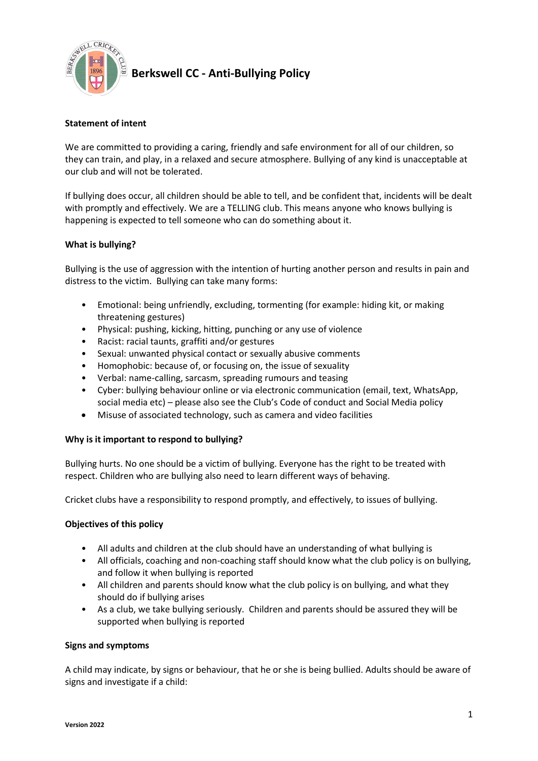# Berkswell CC - Anti-Bullying Policy

**Statement of intent**

We are committed to providing a caring, friendly and safe environment for all of our children, so they can train, and play, in a relaxed and secure atmosphere. Bullying of any kind is unacceptable at our club and will not be tolerated.

If bullying does occur, all children should be able to tell, and be confident that, incidents will be dealt with promptly and effectively. We are a TELLING club. This means anyone who knows bullying is happening is expected to tell someone who can do something about it.

**What is bullying?**

Bullying is the use of aggression with the intention of hurting another person and results in pain and distress to the victim. Bullying can take many forms:

- Emotional: being unfriendly, excluding, tormenting (for example: hiding kit, or making threatening gestures)
- Physical: pushing, kicking, hitting, punching or any use of violence
- Racist: racial taunts, graffiti and/or gestures
- Sexual: unwanted physical contact or sexually abusive comments
- Homophobic: because of, or focusing on, the issue of sexuality
- Verbal: name-calling, sarcasm, spreading rumours and teasing
- Cyber: bullying behaviour online or via electronic communication (email, text, WhatsApp, social media etc) – please also see the Club's Code of conduct and Social Media policy
- Misuse of associated technology, such as camera and video facilities

**Why is it important to respond to bullying?**

Bullying hurts. No one should be a victim of bullying. Everyone has the right to be treated with respect. Children who are bullying also need to learn different ways of behaving.

Cricket clubs have a responsibility to respond promptly, and effectively, to issues of bullying.

**Objectives of this policy**

- All adults and children at the club should have an understanding of what bullying is
- All officials, coaching and non-coaching staff should know what the club policy is on bullying, and follow it when bullying is reported
- All children and parents should know what the club policy is on bullying, and what they should do if bullying arises
- As a club, we take bullying seriously. Children and parents should be assured they will be supported when bullying is reported

**Signs and symptoms**

A child may indicate, by signs or behaviour, that he or she is being bullied. Adults should be aware of signs and investigate if a child: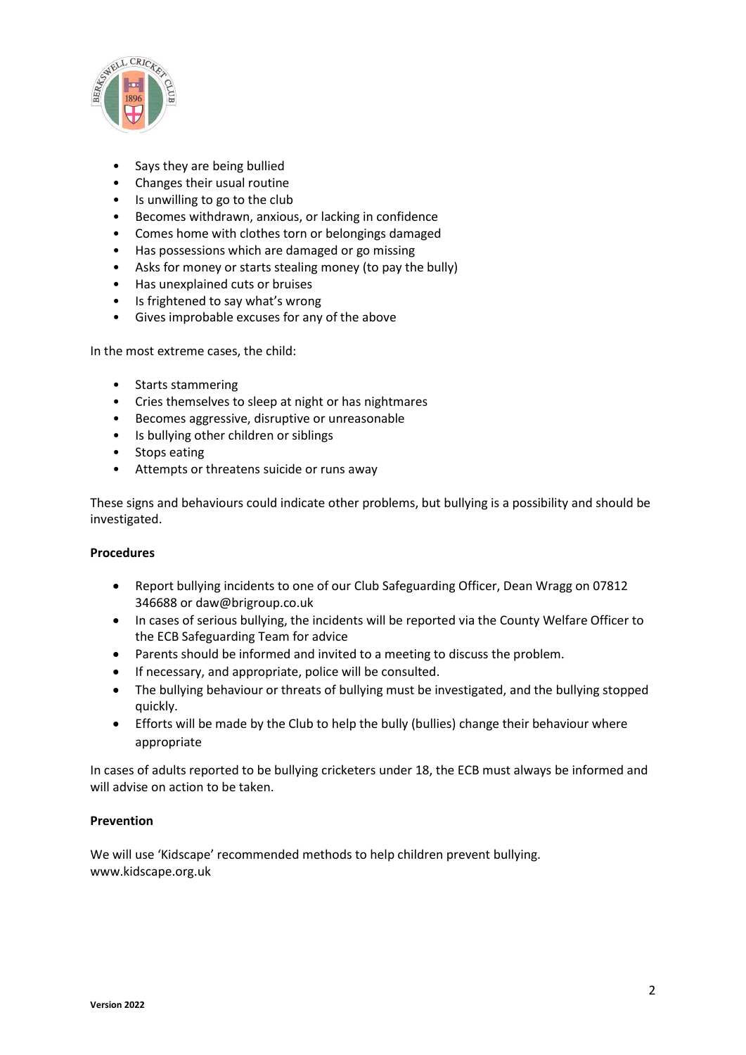- Says they are being bullied
- Changes their usual routine
- Is unwilling to go to the club
- Becomes withdrawn, anxious, or lacking in confidence
- Comes home with clothes torn or belongings damaged
- Has possessions which are damaged or go missing
- Asks for money or starts stealing money (to pay the bully)
- Has unexplained cuts or bruises
- Is frightened to say what's wrong
- Gives improbable excuses for any of the above

In the most extreme cases, the child:

- Starts stammering
- Cries themselves to sleep at night or has nightmares
- Becomes aggressive, disruptive or unreasonable
- Is bullying other children or siblings
- Stops eating
- Attempts or threatens suicide or runs away

These signs and behaviours could indicate other problems, but bullying is a possibility and should be investigated.

**Procedures**

- Report bullying incidents to one of our Club Safeguarding Officer, Dean Wragg on 07812 346688 or daw@brigroup.co.uk
- In cases of serious bullying, the incidents will be reported via the County Welfare Officer to the ECB Safeguarding Team for advice
- Parents should be informed and invited to a meeting to discuss the problem.
- If necessary, and appropriate, police will be consulted.
- The bullying behaviour or threats of bullying must be investigated, and the bullying stopped quickly.
- Efforts will be made by the Club to help the bully (bullies) change their behaviour where appropriate

In cases of adults reported to be bullying cricketers under 18, the ECB must always be informed and will advise on action to be taken.

**Prevention**

We will use 'Kidscape' recommended methods to help children prevent bullying.
www.kidscape.org.uk